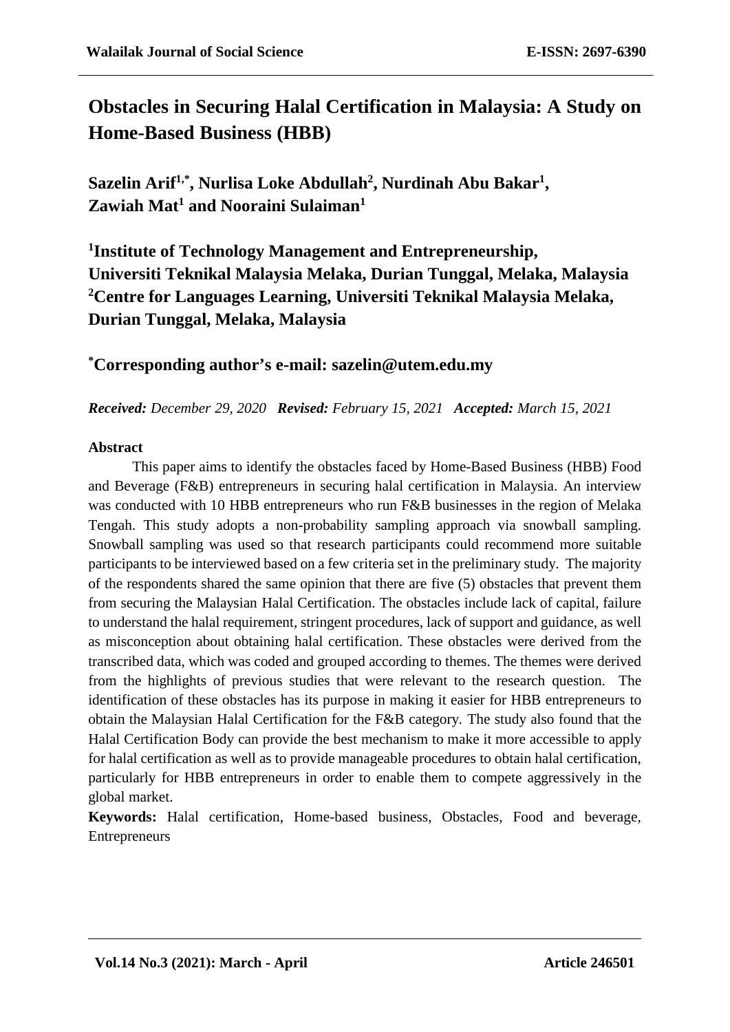# Obstacles in Securing Halal Certification in Malaysia: A Study on Home-Based Business (HBB)

**Sazelin Arif[1,*], Nurlisa Loke Abdullah[2], Nurdinah Abu Bakar[1], Zawiah Mat[1] and Nooraini Sulaiman[1]**

**[1]Institute of Technology Management and Entrepreneurship, Universiti Teknikal Malaysia Melaka, Durian Tunggal, Melaka, Malaysia**
**[2]Centre for Languages Learning, Universiti Teknikal Malaysia Melaka, Durian Tunggal, Melaka, Malaysia**

**[*]Corresponding author's e-mail: sazelin@utem.edu.my**

***Received:*** *December 29, 2020* ***Revised:*** *February 15, 2021* ***Accepted:*** *March 15, 2021*

**Abstract**

This paper aims to identify the obstacles faced by Home-Based Business (HBB) Food and Beverage (F&B) entrepreneurs in securing halal certification in Malaysia. An interview was conducted with 10 HBB entrepreneurs who run F&B businesses in the region of Melaka Tengah. This study adopts a non-probability sampling approach via snowball sampling. Snowball sampling was used so that research participants could recommend more suitable participants to be interviewed based on a few criteria set in the preliminary study. The majority of the respondents shared the same opinion that there are five (5) obstacles that prevent them from securing the Malaysian Halal Certification. The obstacles include lack of capital, failure to understand the halal requirement, stringent procedures, lack of support and guidance, as well as misconception about obtaining halal certification. These obstacles were derived from the transcribed data, which was coded and grouped according to themes. The themes were derived from the highlights of previous studies that were relevant to the research question. The identification of these obstacles has its purpose in making it easier for HBB entrepreneurs to obtain the Malaysian Halal Certification for the F&B category. The study also found that the Halal Certification Body can provide the best mechanism to make it more accessible to apply for halal certification as well as to provide manageable procedures to obtain halal certification, particularly for HBB entrepreneurs in order to enable them to compete aggressively in the global market.

**Keywords:** Halal certification, Home-based business, Obstacles, Food and beverage, Entrepreneurs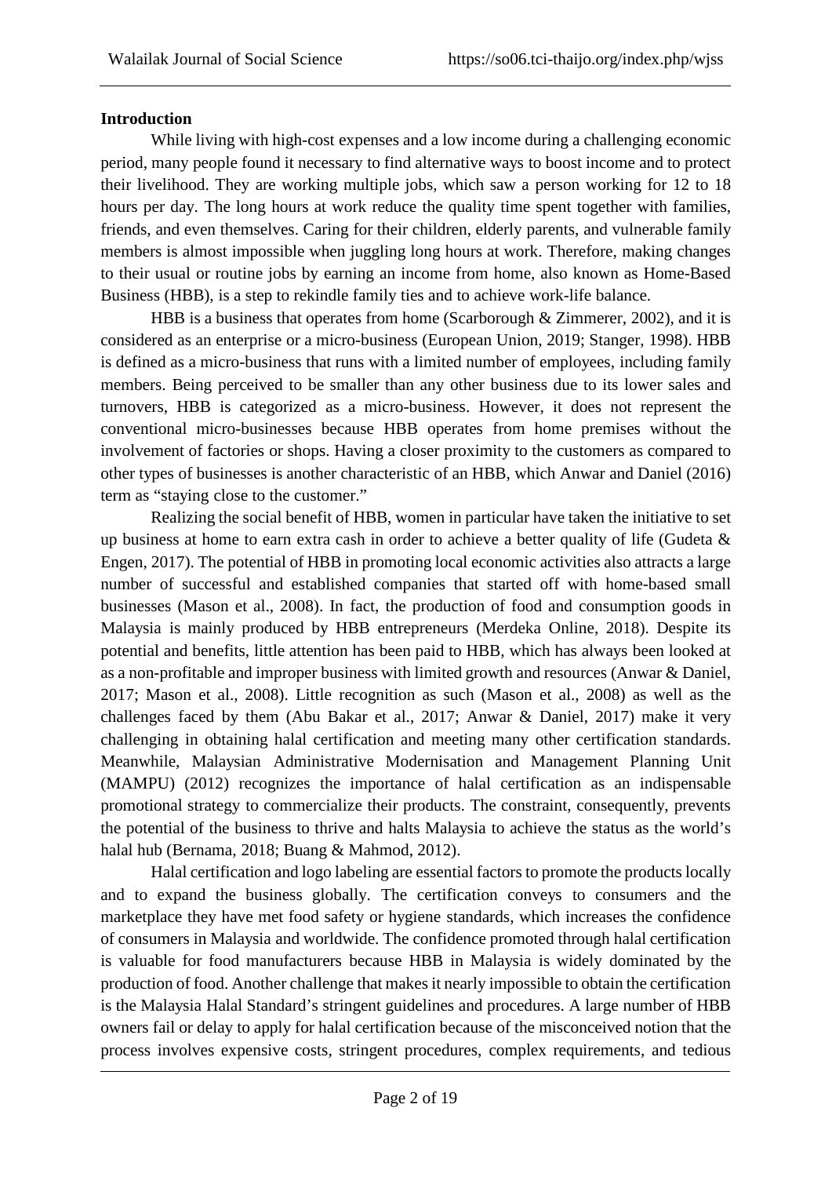**Introduction**

While living with high-cost expenses and a low income during a challenging economic period, many people found it necessary to find alternative ways to boost income and to protect their livelihood. They are working multiple jobs, which saw a person working for 12 to 18 hours per day. The long hours at work reduce the quality time spent together with families, friends, and even themselves. Caring for their children, elderly parents, and vulnerable family members is almost impossible when juggling long hours at work. Therefore, making changes to their usual or routine jobs by earning an income from home, also known as Home-Based Business (HBB), is a step to rekindle family ties and to achieve work-life balance.

HBB is a business that operates from home (Scarborough & Zimmerer, 2002), and it is considered as an enterprise or a micro-business (European Union, 2019; Stanger, 1998). HBB is defined as a micro-business that runs with a limited number of employees, including family members. Being perceived to be smaller than any other business due to its lower sales and turnovers, HBB is categorized as a micro-business. However, it does not represent the conventional micro-businesses because HBB operates from home premises without the involvement of factories or shops. Having a closer proximity to the customers as compared to other types of businesses is another characteristic of an HBB, which Anwar and Daniel (2016) term as "staying close to the customer."

Realizing the social benefit of HBB, women in particular have taken the initiative to set up business at home to earn extra cash in order to achieve a better quality of life (Gudeta & Engen, 2017). The potential of HBB in promoting local economic activities also attracts a large number of successful and established companies that started off with home-based small businesses (Mason et al., 2008). In fact, the production of food and consumption goods in Malaysia is mainly produced by HBB entrepreneurs (Merdeka Online, 2018). Despite its potential and benefits, little attention has been paid to HBB, which has always been looked at as a non-profitable and improper business with limited growth and resources (Anwar & Daniel, 2017; Mason et al., 2008). Little recognition as such (Mason et al., 2008) as well as the challenges faced by them (Abu Bakar et al., 2017; Anwar & Daniel, 2017) make it very challenging in obtaining halal certification and meeting many other certification standards. Meanwhile, Malaysian Administrative Modernisation and Management Planning Unit (MAMPU) (2012) recognizes the importance of halal certification as an indispensable promotional strategy to commercialize their products. The constraint, consequently, prevents the potential of the business to thrive and halts Malaysia to achieve the status as the world's halal hub (Bernama, 2018; Buang & Mahmod, 2012).

Halal certification and logo labeling are essential factors to promote the products locally and to expand the business globally. The certification conveys to consumers and the marketplace they have met food safety or hygiene standards, which increases the confidence of consumers in Malaysia and worldwide. The confidence promoted through halal certification is valuable for food manufacturers because HBB in Malaysia is widely dominated by the production of food. Another challenge that makes it nearly impossible to obtain the certification is the Malaysia Halal Standard's stringent guidelines and procedures. A large number of HBB owners fail or delay to apply for halal certification because of the misconceived notion that the process involves expensive costs, stringent procedures, complex requirements, and tedious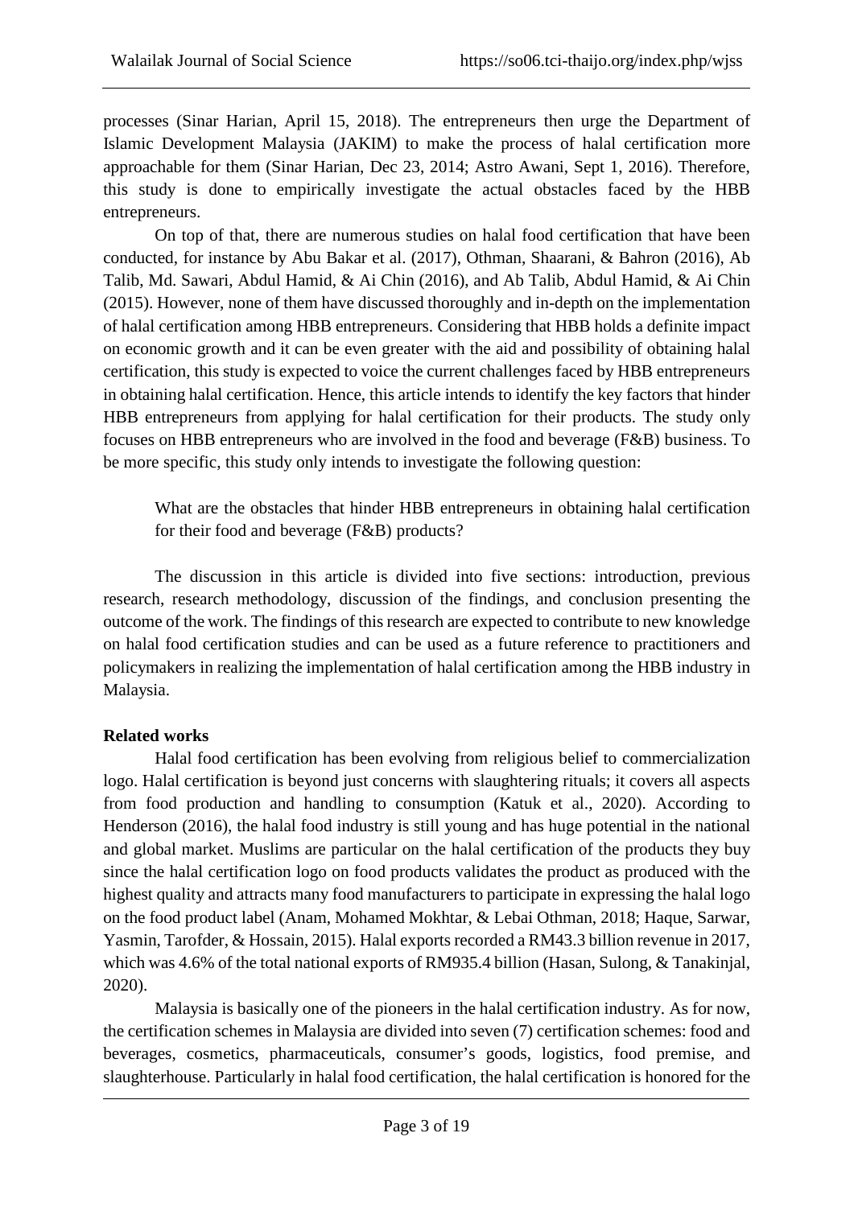processes (Sinar Harian, April 15, 2018). The entrepreneurs then urge the Department of Islamic Development Malaysia (JAKIM) to make the process of halal certification more approachable for them (Sinar Harian, Dec 23, 2014; Astro Awani, Sept 1, 2016). Therefore, this study is done to empirically investigate the actual obstacles faced by the HBB entrepreneurs.

On top of that, there are numerous studies on halal food certification that have been conducted, for instance by Abu Bakar et al. (2017), Othman, Shaarani, & Bahron (2016), Ab Talib, Md. Sawari, Abdul Hamid, & Ai Chin (2016), and Ab Talib, Abdul Hamid, & Ai Chin (2015). However, none of them have discussed thoroughly and in-depth on the implementation of halal certification among HBB entrepreneurs. Considering that HBB holds a definite impact on economic growth and it can be even greater with the aid and possibility of obtaining halal certification, this study is expected to voice the current challenges faced by HBB entrepreneurs in obtaining halal certification. Hence, this article intends to identify the key factors that hinder HBB entrepreneurs from applying for halal certification for their products. The study only focuses on HBB entrepreneurs who are involved in the food and beverage (F&B) business. To be more specific, this study only intends to investigate the following question:

> What are the obstacles that hinder HBB entrepreneurs in obtaining halal certification for their food and beverage (F&B) products?

The discussion in this article is divided into five sections: introduction, previous research, research methodology, discussion of the findings, and conclusion presenting the outcome of the work. The findings of this research are expected to contribute to new knowledge on halal food certification studies and can be used as a future reference to practitioners and policymakers in realizing the implementation of halal certification among the HBB industry in Malaysia.

**Related works**

Halal food certification has been evolving from religious belief to commercialization logo. Halal certification is beyond just concerns with slaughtering rituals; it covers all aspects from food production and handling to consumption (Katuk et al., 2020). According to Henderson (2016), the halal food industry is still young and has huge potential in the national and global market. Muslims are particular on the halal certification of the products they buy since the halal certification logo on food products validates the product as produced with the highest quality and attracts many food manufacturers to participate in expressing the halal logo on the food product label (Anam, Mohamed Mokhtar, & Lebai Othman, 2018; Haque, Sarwar, Yasmin, Tarofder, & Hossain, 2015). Halal exports recorded a RM43.3 billion revenue in 2017, which was 4.6% of the total national exports of RM935.4 billion (Hasan, Sulong, & Tanakinjal, 2020).

Malaysia is basically one of the pioneers in the halal certification industry. As for now, the certification schemes in Malaysia are divided into seven (7) certification schemes: food and beverages, cosmetics, pharmaceuticals, consumer's goods, logistics, food premise, and slaughterhouse. Particularly in halal food certification, the halal certification is honored for the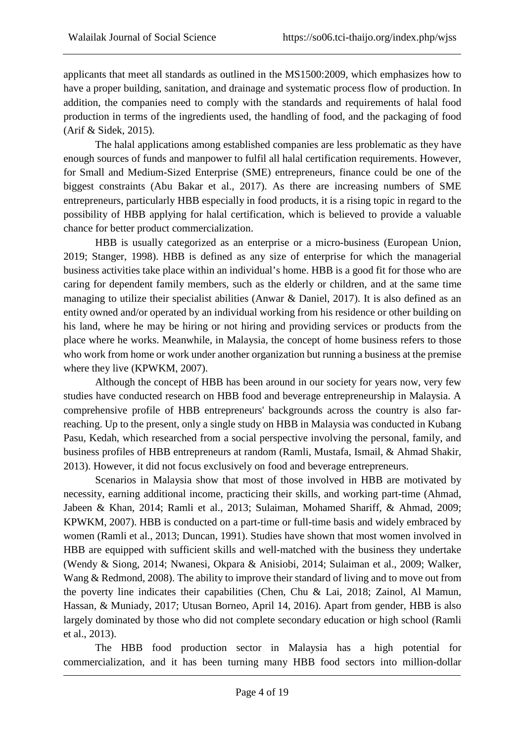applicants that meet all standards as outlined in the MS1500:2009, which emphasizes how to have a proper building, sanitation, and drainage and systematic process flow of production. In addition, the companies need to comply with the standards and requirements of halal food production in terms of the ingredients used, the handling of food, and the packaging of food (Arif & Sidek, 2015).

The halal applications among established companies are less problematic as they have enough sources of funds and manpower to fulfil all halal certification requirements. However, for Small and Medium-Sized Enterprise (SME) entrepreneurs, finance could be one of the biggest constraints (Abu Bakar et al., 2017). As there are increasing numbers of SME entrepreneurs, particularly HBB especially in food products, it is a rising topic in regard to the possibility of HBB applying for halal certification, which is believed to provide a valuable chance for better product commercialization.

HBB is usually categorized as an enterprise or a micro-business (European Union, 2019; Stanger, 1998). HBB is defined as any size of enterprise for which the managerial business activities take place within an individual's home. HBB is a good fit for those who are caring for dependent family members, such as the elderly or children, and at the same time managing to utilize their specialist abilities (Anwar & Daniel, 2017). It is also defined as an entity owned and/or operated by an individual working from his residence or other building on his land, where he may be hiring or not hiring and providing services or products from the place where he works. Meanwhile, in Malaysia, the concept of home business refers to those who work from home or work under another organization but running a business at the premise where they live (KPWKM, 2007).

Although the concept of HBB has been around in our society for years now, very few studies have conducted research on HBB food and beverage entrepreneurship in Malaysia. A comprehensive profile of HBB entrepreneurs' backgrounds across the country is also far-reaching. Up to the present, only a single study on HBB in Malaysia was conducted in Kubang Pasu, Kedah, which researched from a social perspective involving the personal, family, and business profiles of HBB entrepreneurs at random (Ramli, Mustafa, Ismail, & Ahmad Shakir, 2013). However, it did not focus exclusively on food and beverage entrepreneurs.

Scenarios in Malaysia show that most of those involved in HBB are motivated by necessity, earning additional income, practicing their skills, and working part-time (Ahmad, Jabeen & Khan, 2014; Ramli et al., 2013; Sulaiman, Mohamed Shariff, & Ahmad, 2009; KPWKM, 2007). HBB is conducted on a part-time or full-time basis and widely embraced by women (Ramli et al., 2013; Duncan, 1991). Studies have shown that most women involved in HBB are equipped with sufficient skills and well-matched with the business they undertake (Wendy & Siong, 2014; Nwanesi, Okpara & Anisiobi, 2014; Sulaiman et al., 2009; Walker, Wang & Redmond, 2008). The ability to improve their standard of living and to move out from the poverty line indicates their capabilities (Chen, Chu & Lai, 2018; Zainol, Al Mamun, Hassan, & Muniady, 2017; Utusan Borneo, April 14, 2016). Apart from gender, HBB is also largely dominated by those who did not complete secondary education or high school (Ramli et al., 2013).

The HBB food production sector in Malaysia has a high potential for commercialization, and it has been turning many HBB food sectors into million-dollar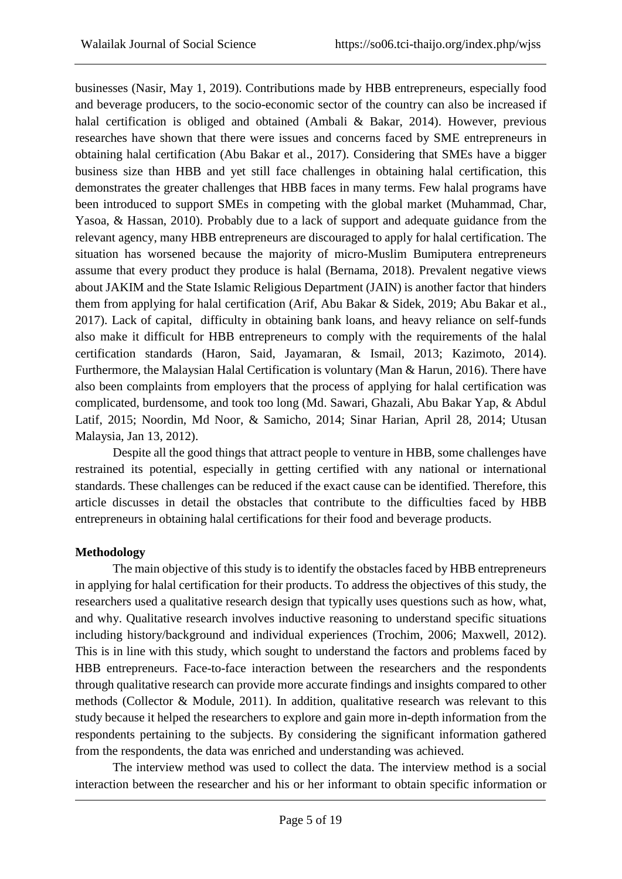businesses (Nasir, May 1, 2019). Contributions made by HBB entrepreneurs, especially food and beverage producers, to the socio-economic sector of the country can also be increased if halal certification is obliged and obtained (Ambali & Bakar, 2014). However, previous researches have shown that there were issues and concerns faced by SME entrepreneurs in obtaining halal certification (Abu Bakar et al., 2017). Considering that SMEs have a bigger business size than HBB and yet still face challenges in obtaining halal certification, this demonstrates the greater challenges that HBB faces in many terms. Few halal programs have been introduced to support SMEs in competing with the global market (Muhammad, Char, Yasoa, & Hassan, 2010). Probably due to a lack of support and adequate guidance from the relevant agency, many HBB entrepreneurs are discouraged to apply for halal certification. The situation has worsened because the majority of micro-Muslim Bumiputera entrepreneurs assume that every product they produce is halal (Bernama, 2018). Prevalent negative views about JAKIM and the State Islamic Religious Department (JAIN) is another factor that hinders them from applying for halal certification (Arif, Abu Bakar & Sidek, 2019; Abu Bakar et al., 2017). Lack of capital, difficulty in obtaining bank loans, and heavy reliance on self-funds also make it difficult for HBB entrepreneurs to comply with the requirements of the halal certification standards (Haron, Said, Jayamaran, & Ismail, 2013; Kazimoto, 2014). Furthermore, the Malaysian Halal Certification is voluntary (Man & Harun, 2016). There have also been complaints from employers that the process of applying for halal certification was complicated, burdensome, and took too long (Md. Sawari, Ghazali, Abu Bakar Yap, & Abdul Latif, 2015; Noordin, Md Noor, & Samicho, 2014; Sinar Harian, April 28, 2014; Utusan Malaysia, Jan 13, 2012).

Despite all the good things that attract people to venture in HBB, some challenges have restrained its potential, especially in getting certified with any national or international standards. These challenges can be reduced if the exact cause can be identified. Therefore, this article discusses in detail the obstacles that contribute to the difficulties faced by HBB entrepreneurs in obtaining halal certifications for their food and beverage products.

## Methodology

The main objective of this study is to identify the obstacles faced by HBB entrepreneurs in applying for halal certification for their products. To address the objectives of this study, the researchers used a qualitative research design that typically uses questions such as how, what, and why. Qualitative research involves inductive reasoning to understand specific situations including history/background and individual experiences (Trochim, 2006; Maxwell, 2012). This is in line with this study, which sought to understand the factors and problems faced by HBB entrepreneurs. Face-to-face interaction between the researchers and the respondents through qualitative research can provide more accurate findings and insights compared to other methods (Collector & Module, 2011). In addition, qualitative research was relevant to this study because it helped the researchers to explore and gain more in-depth information from the respondents pertaining to the subjects. By considering the significant information gathered from the respondents, the data was enriched and understanding was achieved.

The interview method was used to collect the data. The interview method is a social interaction between the researcher and his or her informant to obtain specific information or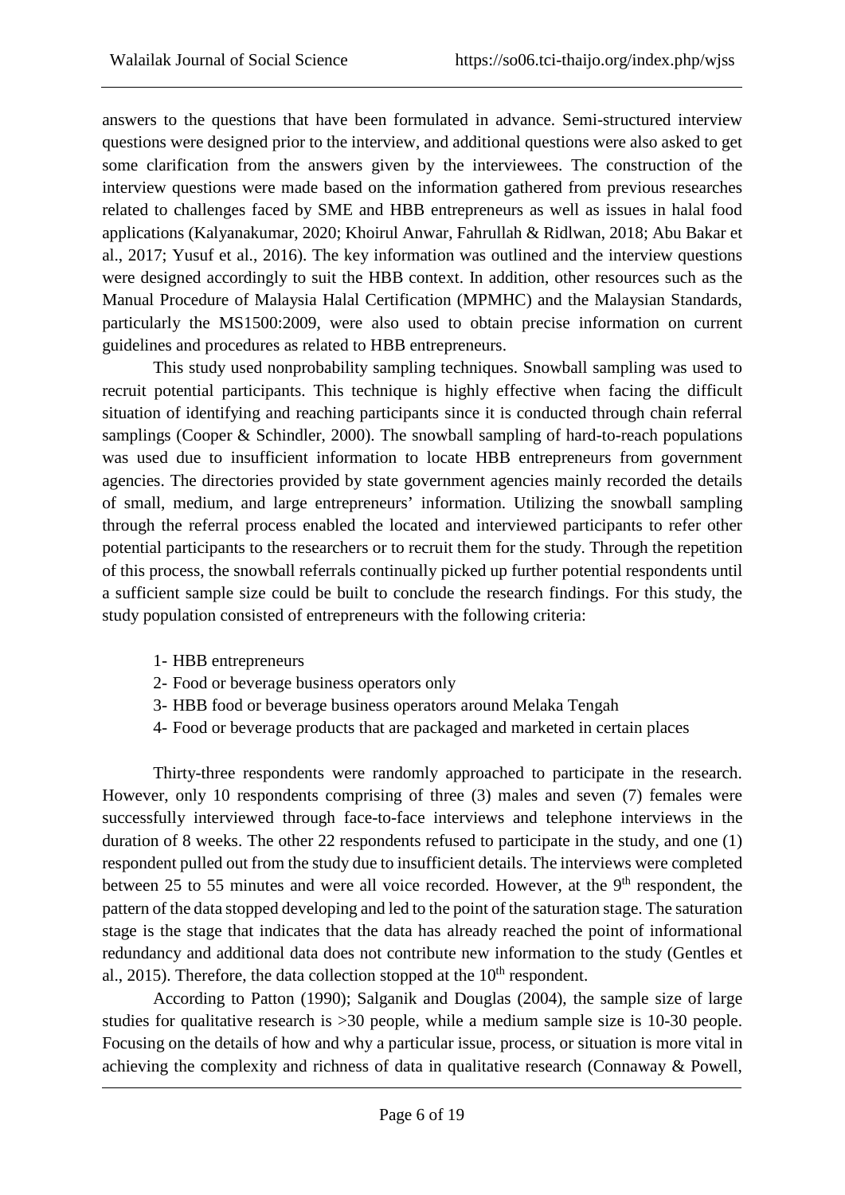answers to the questions that have been formulated in advance. Semi-structured interview questions were designed prior to the interview, and additional questions were also asked to get some clarification from the answers given by the interviewees. The construction of the interview questions were made based on the information gathered from previous researches related to challenges faced by SME and HBB entrepreneurs as well as issues in halal food applications (Kalyanakumar, 2020; Khoirul Anwar, Fahrullah & Ridlwan, 2018; Abu Bakar et al., 2017; Yusuf et al., 2016). The key information was outlined and the interview questions were designed accordingly to suit the HBB context. In addition, other resources such as the Manual Procedure of Malaysia Halal Certification (MPMHC) and the Malaysian Standards, particularly the MS1500:2009, were also used to obtain precise information on current guidelines and procedures as related to HBB entrepreneurs.

This study used nonprobability sampling techniques. Snowball sampling was used to recruit potential participants. This technique is highly effective when facing the difficult situation of identifying and reaching participants since it is conducted through chain referral samplings (Cooper & Schindler, 2000). The snowball sampling of hard-to-reach populations was used due to insufficient information to locate HBB entrepreneurs from government agencies. The directories provided by state government agencies mainly recorded the details of small, medium, and large entrepreneurs' information. Utilizing the snowball sampling through the referral process enabled the located and interviewed participants to refer other potential participants to the researchers or to recruit them for the study. Through the repetition of this process, the snowball referrals continually picked up further potential respondents until a sufficient sample size could be built to conclude the research findings. For this study, the study population consisted of entrepreneurs with the following criteria:

1- HBB entrepreneurs
2- Food or beverage business operators only
3- HBB food or beverage business operators around Melaka Tengah
4- Food or beverage products that are packaged and marketed in certain places

Thirty-three respondents were randomly approached to participate in the research. However, only 10 respondents comprising of three (3) males and seven (7) females were successfully interviewed through face-to-face interviews and telephone interviews in the duration of 8 weeks. The other 22 respondents refused to participate in the study, and one (1) respondent pulled out from the study due to insufficient details. The interviews were completed between 25 to 55 minutes and were all voice recorded. However, at the 9th respondent, the pattern of the data stopped developing and led to the point of the saturation stage. The saturation stage is the stage that indicates that the data has already reached the point of informational redundancy and additional data does not contribute new information to the study (Gentles et al., 2015). Therefore, the data collection stopped at the 10th respondent.

According to Patton (1990); Salganik and Douglas (2004), the sample size of large studies for qualitative research is >30 people, while a medium sample size is 10-30 people. Focusing on the details of how and why a particular issue, process, or situation is more vital in achieving the complexity and richness of data in qualitative research (Connaway & Powell,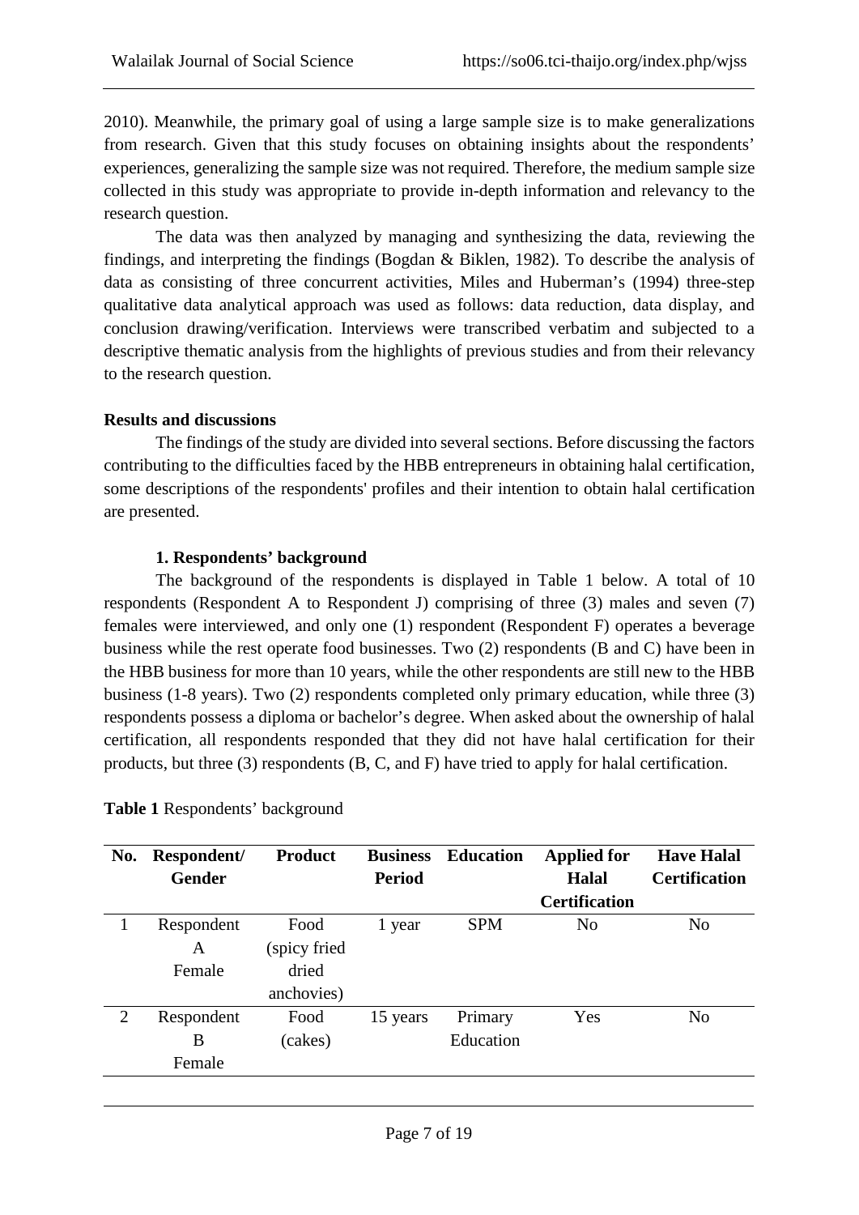2010). Meanwhile, the primary goal of using a large sample size is to make generalizations from research. Given that this study focuses on obtaining insights about the respondents' experiences, generalizing the sample size was not required. Therefore, the medium sample size collected in this study was appropriate to provide in-depth information and relevancy to the research question.

The data was then analyzed by managing and synthesizing the data, reviewing the findings, and interpreting the findings (Bogdan & Biklen, 1982). To describe the analysis of data as consisting of three concurrent activities, Miles and Huberman's (1994) three-step qualitative data analytical approach was used as follows: data reduction, data display, and conclusion drawing/verification. Interviews were transcribed verbatim and subjected to a descriptive thematic analysis from the highlights of previous studies and from their relevancy to the research question.

**Results and discussions**

The findings of the study are divided into several sections. Before discussing the factors contributing to the difficulties faced by the HBB entrepreneurs in obtaining halal certification, some descriptions of the respondents' profiles and their intention to obtain halal certification are presented.

**1. Respondents' background**

The background of the respondents is displayed in Table 1 below. A total of 10 respondents (Respondent A to Respondent J) comprising of three (3) males and seven (7) females were interviewed, and only one (1) respondent (Respondent F) operates a beverage business while the rest operate food businesses. Two (2) respondents (B and C) have been in the HBB business for more than 10 years, while the other respondents are still new to the HBB business (1-8 years). Two (2) respondents completed only primary education, while three (3) respondents possess a diploma or bachelor's degree. When asked about the ownership of halal certification, all respondents responded that they did not have halal certification for their products, but three (3) respondents (B, C, and F) have tried to apply for halal certification.

**Table 1** Respondents' background

| No. | Respondent/ Gender | Product | Business Period | Education | Applied for Halal Certification | Have Halal Certification |
|---|---|---|---|---|---|---|
| 1 | Respondent A Female | Food (spicy fried dried anchovies) | 1 year | SPM | No | No |
| 2 | Respondent B Female | Food (cakes) | 15 years | Primary Education | Yes | No |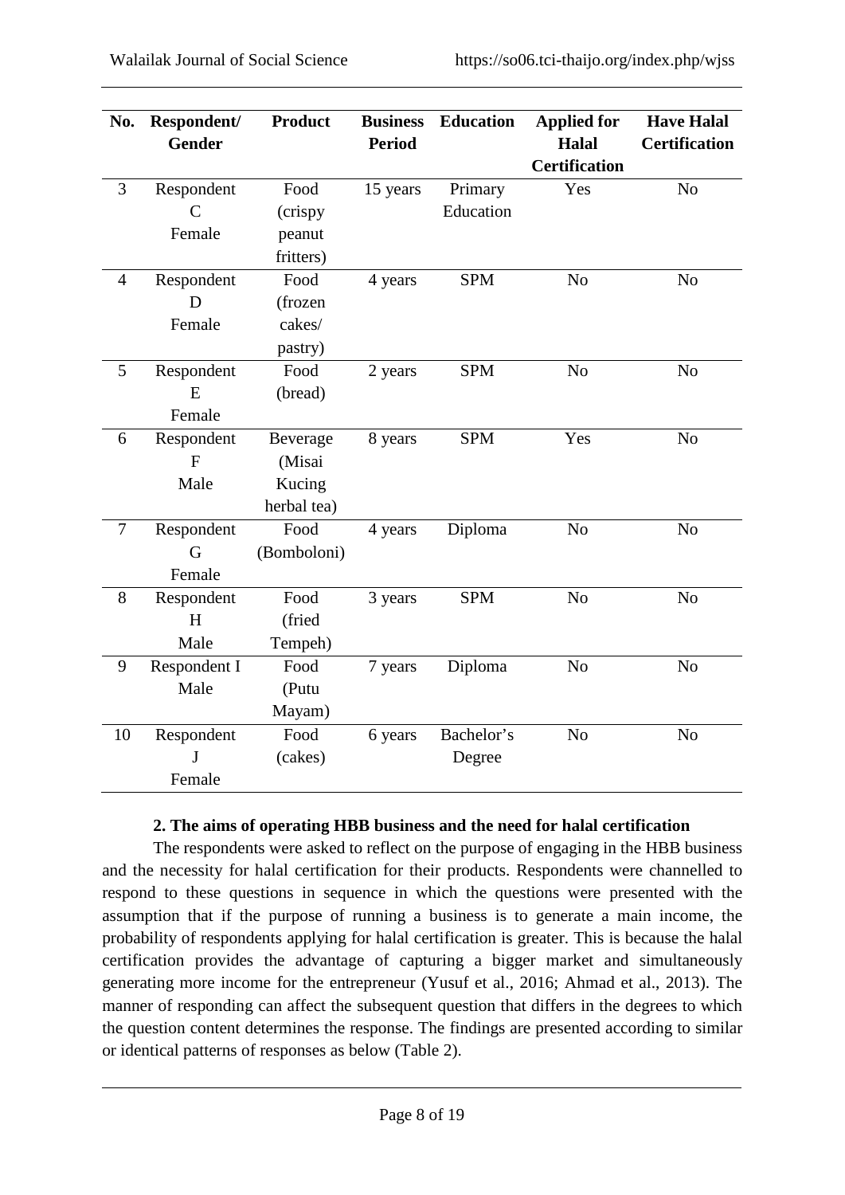| No. | Respondent/ Gender | Product | Business Period | Education | Applied for Halal Certification | Have Halal Certification |
|---|---|---|---|---|---|---|
| 3 | Respondent C Female | Food (crispy peanut fritters) | 15 years | Primary Education | Yes | No |
| 4 | Respondent D Female | Food (frozen cakes/ pastry) | 4 years | SPM | No | No |
| 5 | Respondent E Female | Food (bread) | 2 years | SPM | No | No |
| 6 | Respondent F Male | Beverage (Misai Kucing herbal tea) | 8 years | SPM | Yes | No |
| 7 | Respondent G Female | Food (Bomboloni) | 4 years | Diploma | No | No |
| 8 | Respondent H Male | Food (fried Tempeh) | 3 years | SPM | No | No |
| 9 | Respondent I Male | Food (Putu Mayam) | 7 years | Diploma | No | No |
| 10 | Respondent J Female | Food (cakes) | 6 years | Bachelor's Degree | No | No |

**2. The aims of operating HBB business and the need for halal certification**

The respondents were asked to reflect on the purpose of engaging in the HBB business and the necessity for halal certification for their products. Respondents were channelled to respond to these questions in sequence in which the questions were presented with the assumption that if the purpose of running a business is to generate a main income, the probability of respondents applying for halal certification is greater. This is because the halal certification provides the advantage of capturing a bigger market and simultaneously generating more income for the entrepreneur (Yusuf et al., 2016; Ahmad et al., 2013). The manner of responding can affect the subsequent question that differs in the degrees to which the question content determines the response. The findings are presented according to similar or identical patterns of responses as below (Table 2).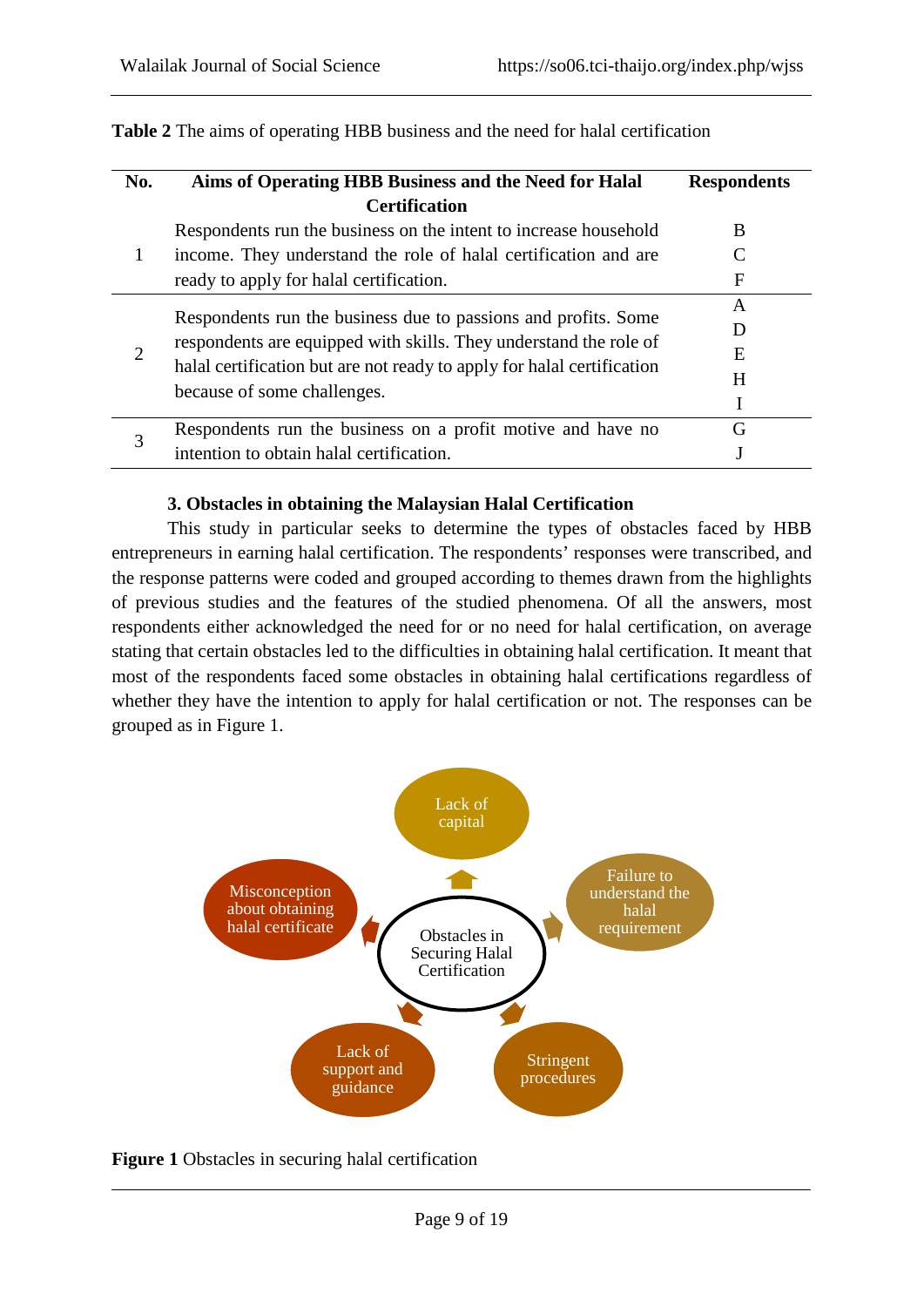**Table 2** The aims of operating HBB business and the need for halal certification

| No. | Aims of Operating HBB Business and the Need for Halal Certification | Respondents |
|---|---|---|
| 1 | Respondents run the business on the intent to increase household income. They understand the role of halal certification and are ready to apply for halal certification. | B<br>C<br>F |
| 2 | Respondents run the business due to passions and profits. Some respondents are equipped with skills. They understand the role of halal certification but are not ready to apply for halal certification because of some challenges. | A<br>D<br>E<br>H<br>I |
| 3 | Respondents run the business on a profit motive and have no intention to obtain halal certification. | G<br>J |

### 3. Obstacles in obtaining the Malaysian Halal Certification

This study in particular seeks to determine the types of obstacles faced by HBB entrepreneurs in earning halal certification. The respondents' responses were transcribed, and the response patterns were coded and grouped according to themes drawn from the highlights of previous studies and the features of the studied phenomena. Of all the answers, most respondents either acknowledged the need for or no need for halal certification, on average stating that certain obstacles led to the difficulties in obtaining halal certification. It meant that most of the respondents faced some obstacles in obtaining halal certifications regardless of whether they have the intention to apply for halal certification or not. The responses can be grouped as in Figure 1.

Obstacles in Securing Halal Certification: Lack of capital; Failure to understand the halal requirement; Stringent procedures; Lack of support and guidance; Misconception about obtaining halal certificate

**Figure 1** Obstacles in securing halal certification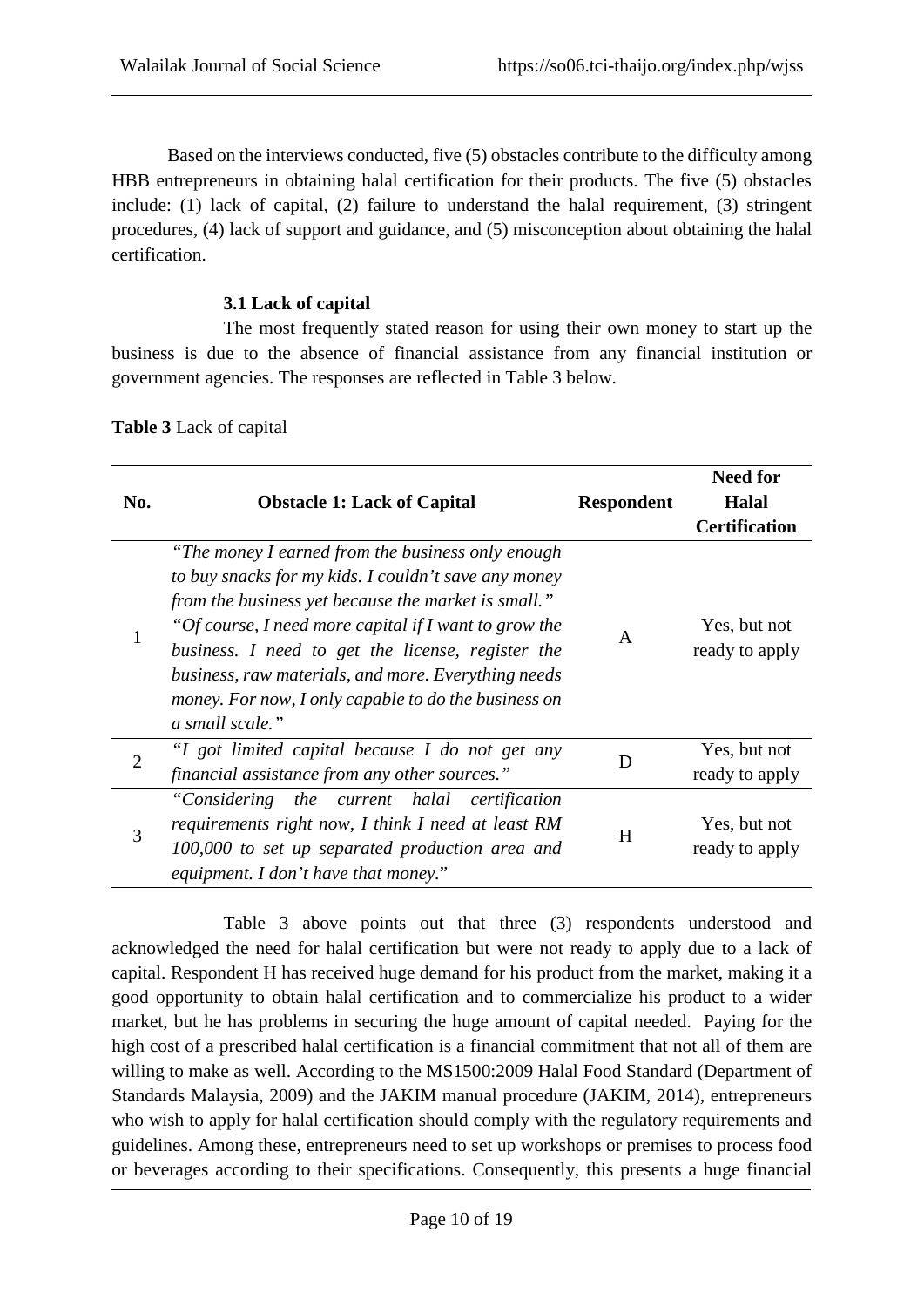Based on the interviews conducted, five (5) obstacles contribute to the difficulty among HBB entrepreneurs in obtaining halal certification for their products. The five (5) obstacles include: (1) lack of capital, (2) failure to understand the halal requirement, (3) stringent procedures, (4) lack of support and guidance, and (5) misconception about obtaining the halal certification.

### 3.1 Lack of capital

The most frequently stated reason for using their own money to start up the business is due to the absence of financial assistance from any financial institution or government agencies. The responses are reflected in Table 3 below.

**Table 3** Lack of capital

| No. | Obstacle 1: Lack of Capital | Respondent | Need for Halal Certification |
|---|---|---|---|
| 1 | *"The money I earned from the business only enough to buy snacks for my kids. I couldn't save any money from the business yet because the market is small." "Of course, I need more capital if I want to grow the business. I need to get the license, register the business, raw materials, and more. Everything needs money. For now, I only capable to do the business on a small scale."* | A | Yes, but not ready to apply |
| 2 | *"I got limited capital because I do not get any financial assistance from any other sources."* | D | Yes, but not ready to apply |
| 3 | *"Considering the current halal certification requirements right now, I think I need at least RM 100,000 to set up separated production area and equipment. I don't have that money."* | H | Yes, but not ready to apply |

Table 3 above points out that three (3) respondents understood and acknowledged the need for halal certification but were not ready to apply due to a lack of capital. Respondent H has received huge demand for his product from the market, making it a good opportunity to obtain halal certification and to commercialize his product to a wider market, but he has problems in securing the huge amount of capital needed. Paying for the high cost of a prescribed halal certification is a financial commitment that not all of them are willing to make as well. According to the MS1500:2009 Halal Food Standard (Department of Standards Malaysia, 2009) and the JAKIM manual procedure (JAKIM, 2014), entrepreneurs who wish to apply for halal certification should comply with the regulatory requirements and guidelines. Among these, entrepreneurs need to set up workshops or premises to process food or beverages according to their specifications. Consequently, this presents a huge financial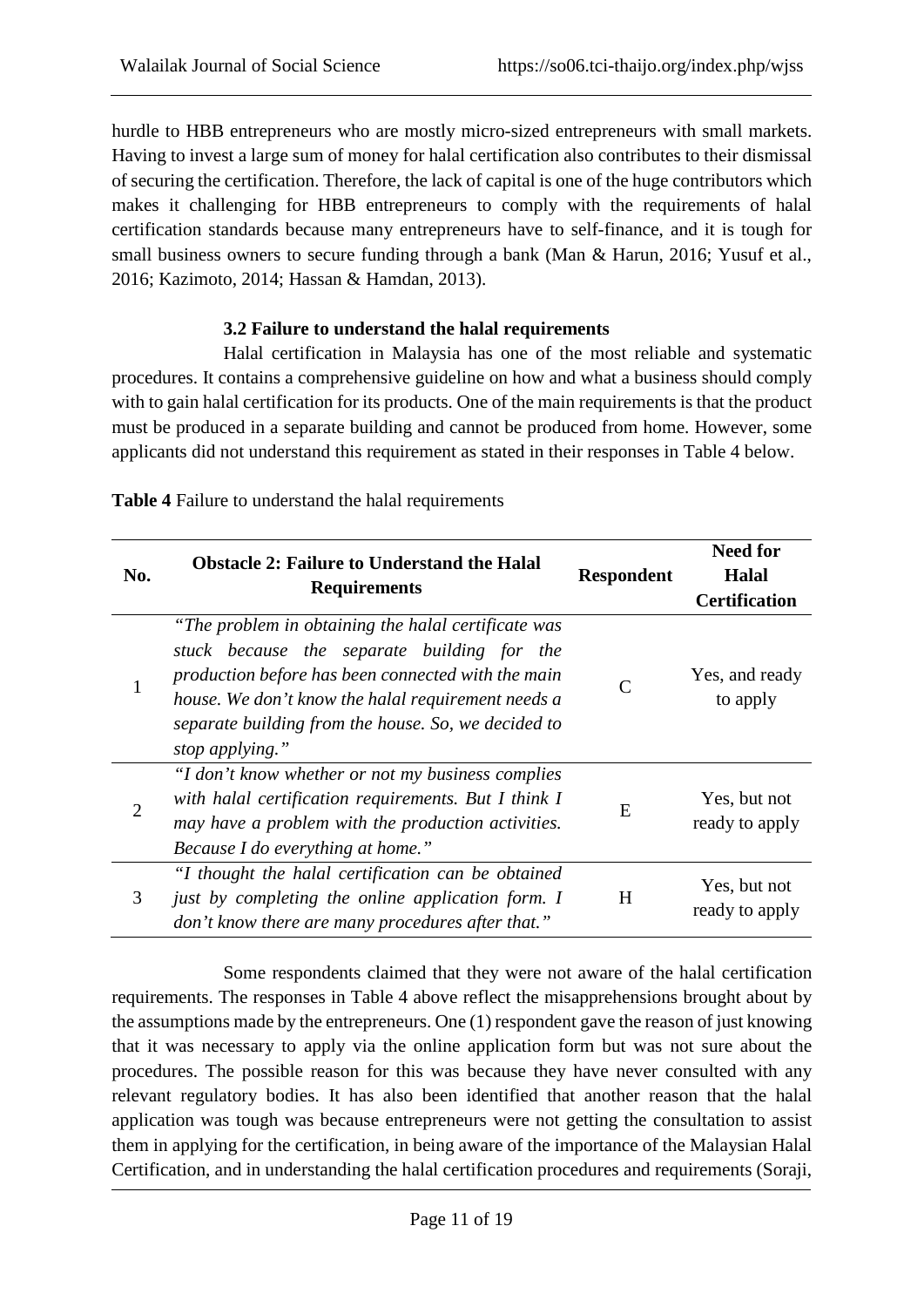hurdle to HBB entrepreneurs who are mostly micro-sized entrepreneurs with small markets. Having to invest a large sum of money for halal certification also contributes to their dismissal of securing the certification. Therefore, the lack of capital is one of the huge contributors which makes it challenging for HBB entrepreneurs to comply with the requirements of halal certification standards because many entrepreneurs have to self-finance, and it is tough for small business owners to secure funding through a bank (Man & Harun, 2016; Yusuf et al., 2016; Kazimoto, 2014; Hassan & Hamdan, 2013).

### 3.2 Failure to understand the halal requirements

Halal certification in Malaysia has one of the most reliable and systematic procedures. It contains a comprehensive guideline on how and what a business should comply with to gain halal certification for its products. One of the main requirements is that the product must be produced in a separate building and cannot be produced from home. However, some applicants did not understand this requirement as stated in their responses in Table 4 below.

**Table 4** Failure to understand the halal requirements

| No. | Obstacle 2: Failure to Understand the Halal Requirements | Respondent | Need for Halal Certification |
|---|---|---|---|
| 1 | *"The problem in obtaining the halal certificate was stuck because the separate building for the production before has been connected with the main house. We don't know the halal requirement needs a separate building from the house. So, we decided to stop applying."* | C | Yes, and ready to apply |
| 2 | *"I don't know whether or not my business complies with halal certification requirements. But I think I may have a problem with the production activities. Because I do everything at home."* | E | Yes, but not ready to apply |
| 3 | *"I thought the halal certification can be obtained just by completing the online application form. I don't know there are many procedures after that."* | H | Yes, but not ready to apply |

Some respondents claimed that they were not aware of the halal certification requirements. The responses in Table 4 above reflect the misapprehensions brought about by the assumptions made by the entrepreneurs. One (1) respondent gave the reason of just knowing that it was necessary to apply via the online application form but was not sure about the procedures. The possible reason for this was because they have never consulted with any relevant regulatory bodies. It has also been identified that another reason that the halal application was tough was because entrepreneurs were not getting the consultation to assist them in applying for the certification, in being aware of the importance of the Malaysian Halal Certification, and in understanding the halal certification procedures and requirements (Soraji,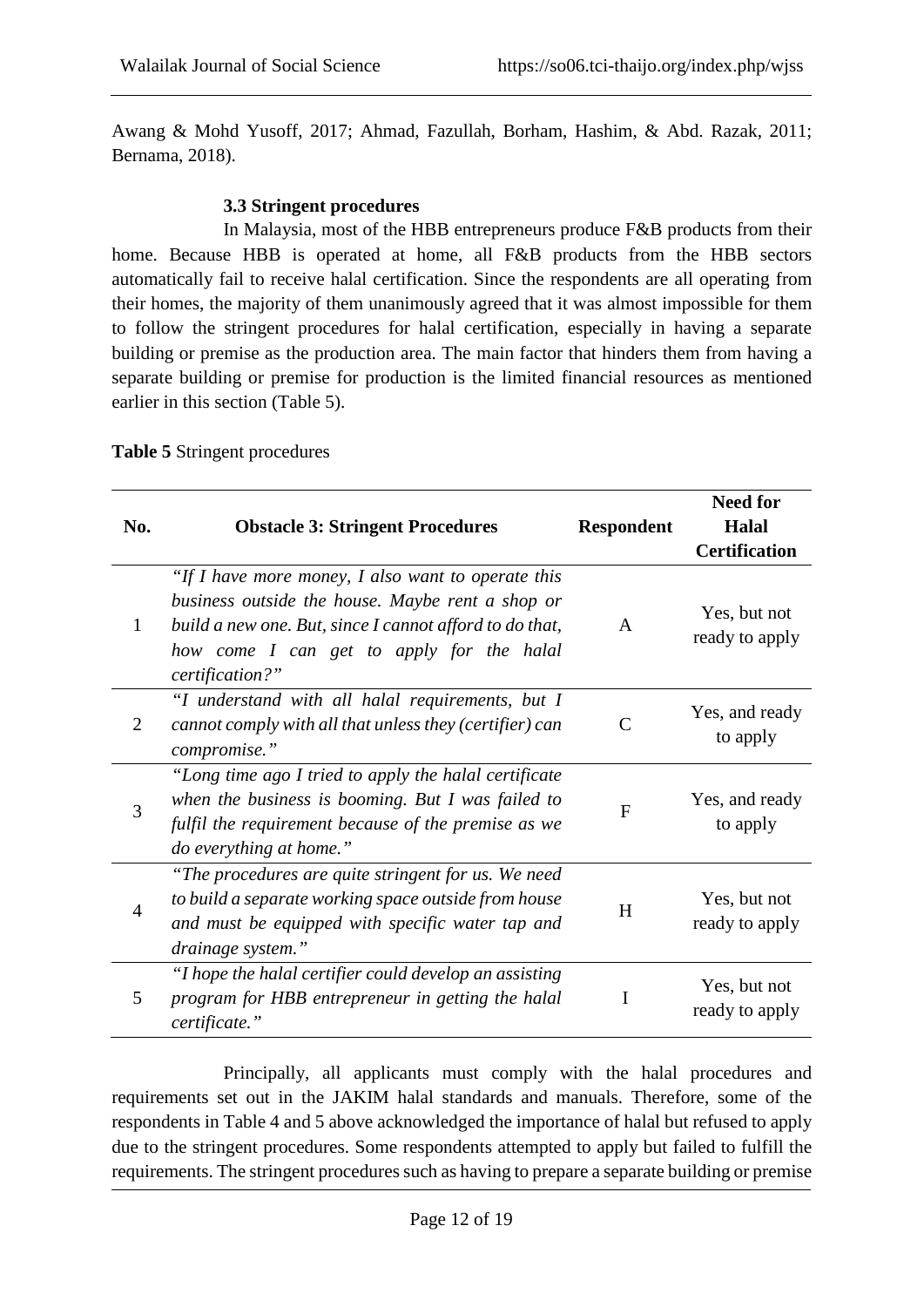Awang & Mohd Yusoff, 2017; Ahmad, Fazullah, Borham, Hashim, & Abd. Razak, 2011; Bernama, 2018).

### 3.3 Stringent procedures

In Malaysia, most of the HBB entrepreneurs produce F&B products from their home. Because HBB is operated at home, all F&B products from the HBB sectors automatically fail to receive halal certification. Since the respondents are all operating from their homes, the majority of them unanimously agreed that it was almost impossible for them to follow the stringent procedures for halal certification, especially in having a separate building or premise as the production area. The main factor that hinders them from having a separate building or premise for production is the limited financial resources as mentioned earlier in this section (Table 5).

**Table 5** Stringent procedures

| No. | Obstacle 3: Stringent Procedures | Respondent | Need for Halal Certification |
|---|---|---|---|
| 1 | *"If I have more money, I also want to operate this business outside the house. Maybe rent a shop or build a new one. But, since I cannot afford to do that, how come I can get to apply for the halal certification?"* | A | Yes, but not ready to apply |
| 2 | *"I understand with all halal requirements, but I cannot comply with all that unless they (certifier) can compromise."* | C | Yes, and ready to apply |
| 3 | *"Long time ago I tried to apply the halal certificate when the business is booming. But I was failed to fulfil the requirement because of the premise as we do everything at home."* | F | Yes, and ready to apply |
| 4 | *"The procedures are quite stringent for us. We need to build a separate working space outside from house and must be equipped with specific water tap and drainage system."* | H | Yes, but not ready to apply |
| 5 | *"I hope the halal certifier could develop an assisting program for HBB entrepreneur in getting the halal certificate."* | I | Yes, but not ready to apply |

Principally, all applicants must comply with the halal procedures and requirements set out in the JAKIM halal standards and manuals. Therefore, some of the respondents in Table 4 and 5 above acknowledged the importance of halal but refused to apply due to the stringent procedures. Some respondents attempted to apply but failed to fulfill the requirements. The stringent procedures such as having to prepare a separate building or premise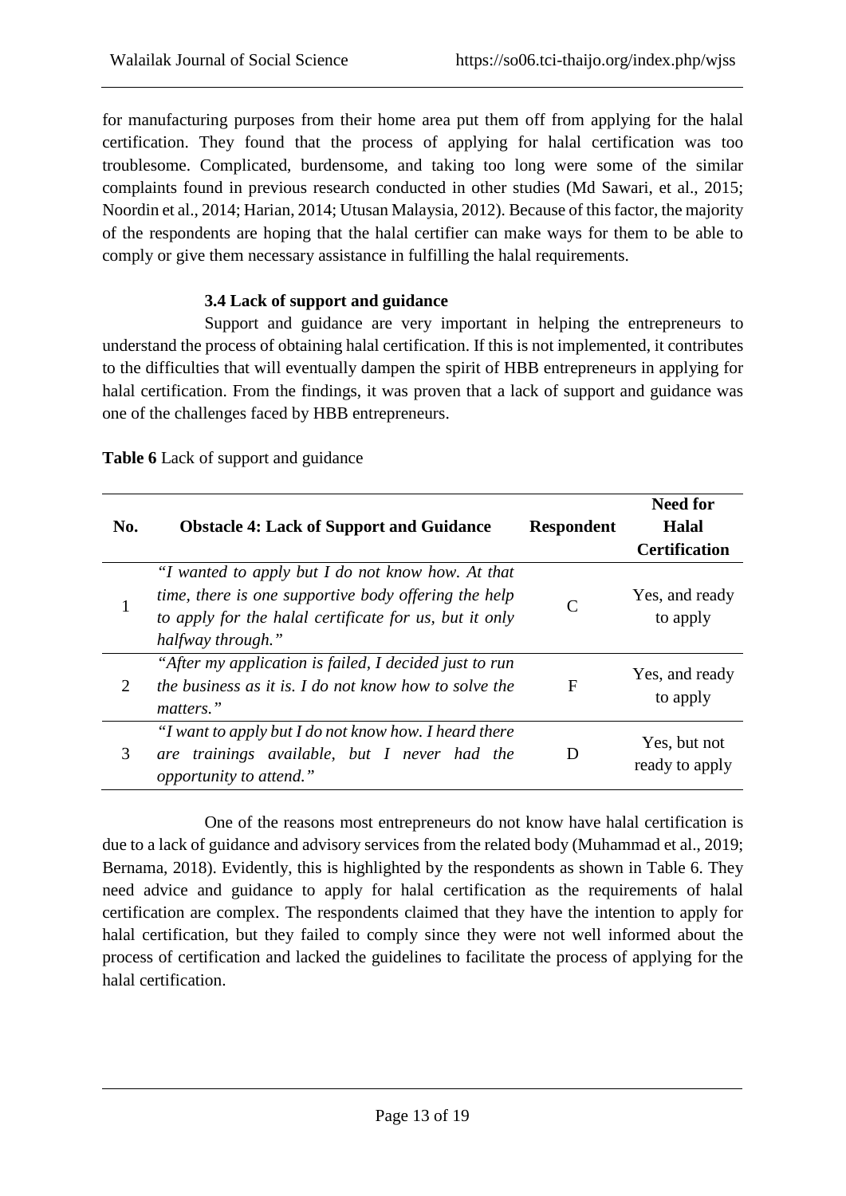for manufacturing purposes from their home area put them off from applying for the halal certification. They found that the process of applying for halal certification was too troublesome. Complicated, burdensome, and taking too long were some of the similar complaints found in previous research conducted in other studies (Md Sawari, et al., 2015; Noordin et al., 2014; Harian, 2014; Utusan Malaysia, 2012). Because of this factor, the majority of the respondents are hoping that the halal certifier can make ways for them to be able to comply or give them necessary assistance in fulfilling the halal requirements.

### 3.4 Lack of support and guidance

Support and guidance are very important in helping the entrepreneurs to understand the process of obtaining halal certification. If this is not implemented, it contributes to the difficulties that will eventually dampen the spirit of HBB entrepreneurs in applying for halal certification. From the findings, it was proven that a lack of support and guidance was one of the challenges faced by HBB entrepreneurs.

**Table 6** Lack of support and guidance

| No. | Obstacle 4: Lack of Support and Guidance | Respondent | Need for Halal Certification |
|---|---|---|---|
| 1 | *"I wanted to apply but I do not know how. At that time, there is one supportive body offering the help to apply for the halal certificate for us, but it only halfway through."* | C | Yes, and ready to apply |
| 2 | *"After my application is failed, I decided just to run the business as it is. I do not know how to solve the matters."* | F | Yes, and ready to apply |
| 3 | *"I want to apply but I do not know how. I heard there are trainings available, but I never had the opportunity to attend."* | D | Yes, but not ready to apply |

One of the reasons most entrepreneurs do not know have halal certification is due to a lack of guidance and advisory services from the related body (Muhammad et al., 2019; Bernama, 2018). Evidently, this is highlighted by the respondents as shown in Table 6. They need advice and guidance to apply for halal certification as the requirements of halal certification are complex. The respondents claimed that they have the intention to apply for halal certification, but they failed to comply since they were not well informed about the process of certification and lacked the guidelines to facilitate the process of applying for the halal certification.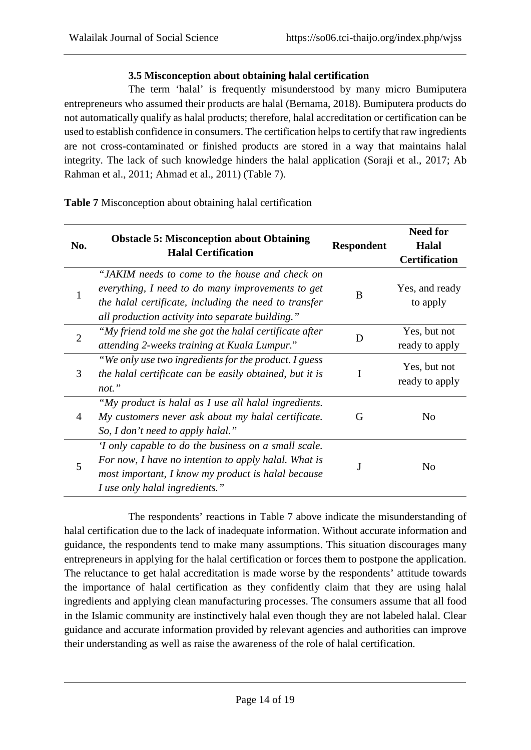### 3.5 Misconception about obtaining halal certification

The term 'halal' is frequently misunderstood by many micro Bumiputera entrepreneurs who assumed their products are halal (Bernama, 2018). Bumiputera products do not automatically qualify as halal products; therefore, halal accreditation or certification can be used to establish confidence in consumers. The certification helps to certify that raw ingredients are not cross-contaminated or finished products are stored in a way that maintains halal integrity. The lack of such knowledge hinders the halal application (Soraji et al., 2017; Ab Rahman et al., 2011; Ahmad et al., 2011) (Table 7).

**Table 7** Misconception about obtaining halal certification

| No. | Obstacle 5: Misconception about Obtaining Halal Certification | Respondent | Need for Halal Certification |
|---|---|---|---|
| 1 | *"JAKIM needs to come to the house and check on everything, I need to do many improvements to get the halal certificate, including the need to transfer all production activity into separate building."* | B | Yes, and ready to apply |
| 2 | *"My friend told me she got the halal certificate after attending 2-weeks training at Kuala Lumpur."* | D | Yes, but not ready to apply |
| 3 | *"We only use two ingredients for the product. I guess the halal certificate can be easily obtained, but it is not."* | I | Yes, but not ready to apply |
| 4 | *"My product is halal as I use all halal ingredients. My customers never ask about my halal certificate. So, I don't need to apply halal."* | G | No |
| 5 | *'I only capable to do the business on a small scale. For now, I have no intention to apply halal. What is most important, I know my product is halal because I use only halal ingredients."* | J | No |

The respondents' reactions in Table 7 above indicate the misunderstanding of halal certification due to the lack of inadequate information. Without accurate information and guidance, the respondents tend to make many assumptions. This situation discourages many entrepreneurs in applying for the halal certification or forces them to postpone the application. The reluctance to get halal accreditation is made worse by the respondents' attitude towards the importance of halal certification as they confidently claim that they are using halal ingredients and applying clean manufacturing processes. The consumers assume that all food in the Islamic community are instinctively halal even though they are not labeled halal. Clear guidance and accurate information provided by relevant agencies and authorities can improve their understanding as well as raise the awareness of the role of halal certification.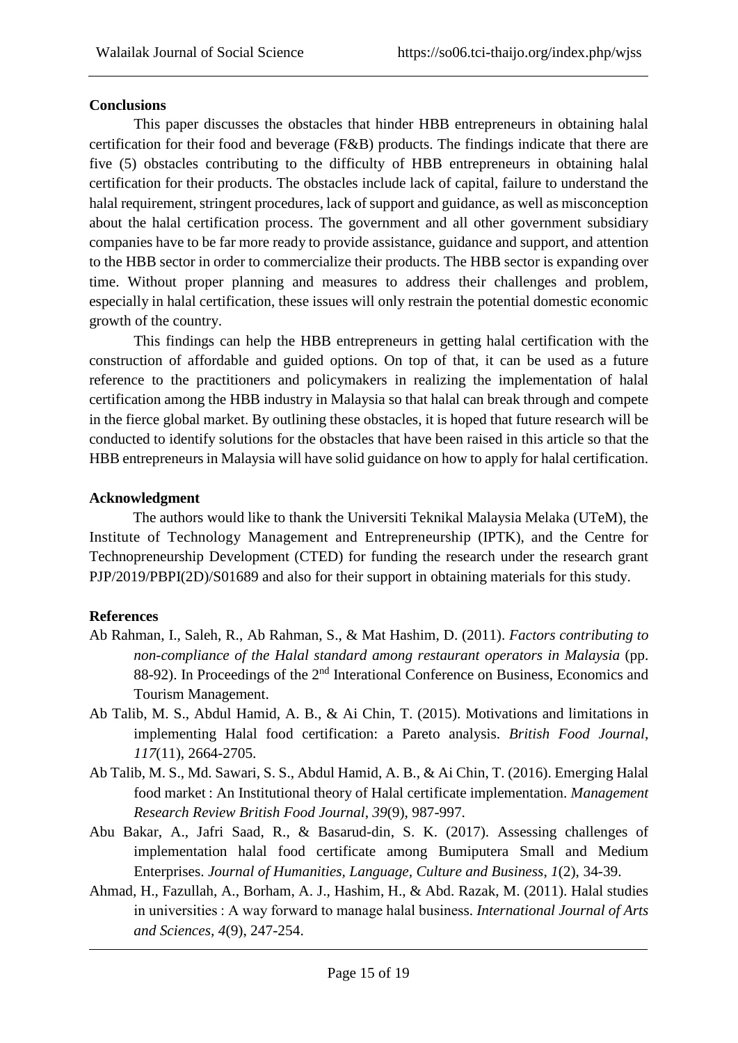## Conclusions

This paper discusses the obstacles that hinder HBB entrepreneurs in obtaining halal certification for their food and beverage (F&B) products. The findings indicate that there are five (5) obstacles contributing to the difficulty of HBB entrepreneurs in obtaining halal certification for their products. The obstacles include lack of capital, failure to understand the halal requirement, stringent procedures, lack of support and guidance, as well as misconception about the halal certification process. The government and all other government subsidiary companies have to be far more ready to provide assistance, guidance and support, and attention to the HBB sector in order to commercialize their products. The HBB sector is expanding over time. Without proper planning and measures to address their challenges and problem, especially in halal certification, these issues will only restrain the potential domestic economic growth of the country.

This findings can help the HBB entrepreneurs in getting halal certification with the construction of affordable and guided options. On top of that, it can be used as a future reference to the practitioners and policymakers in realizing the implementation of halal certification among the HBB industry in Malaysia so that halal can break through and compete in the fierce global market. By outlining these obstacles, it is hoped that future research will be conducted to identify solutions for the obstacles that have been raised in this article so that the HBB entrepreneurs in Malaysia will have solid guidance on how to apply for halal certification.

## Acknowledgment

The authors would like to thank the Universiti Teknikal Malaysia Melaka (UTeM), the Institute of Technology Management and Entrepreneurship (IPTK), and the Centre for Technopreneurship Development (CTED) for funding the research under the research grant PJP/2019/PBPI(2D)/S01689 and also for their support in obtaining materials for this study.

## References

Ab Rahman, I., Saleh, R., Ab Rahman, S., & Mat Hashim, D. (2011). *Factors contributing to non-compliance of the Halal standard among restaurant operators in Malaysia* (pp. 88-92). In Proceedings of the 2nd Interational Conference on Business, Economics and Tourism Management.

Ab Talib, M. S., Abdul Hamid, A. B., & Ai Chin, T. (2015). Motivations and limitations in implementing Halal food certification: a Pareto analysis. *British Food Journal*, *117*(11), 2664-2705.

Ab Talib, M. S., Md. Sawari, S. S., Abdul Hamid, A. B., & Ai Chin, T. (2016). Emerging Halal food market : An Institutional theory of Halal certificate implementation. *Management Research Review British Food Journal*, *39*(9), 987-997.

Abu Bakar, A., Jafri Saad, R., & Basarud-din, S. K. (2017). Assessing challenges of implementation halal food certificate among Bumiputera Small and Medium Enterprises. *Journal of Humanities, Language, Culture and Business*, *1*(2), 34-39.

Ahmad, H., Fazullah, A., Borham, A. J., Hashim, H., & Abd. Razak, M. (2011). Halal studies in universities : A way forward to manage halal business. *International Journal of Arts and Sciences*, *4*(9), 247-254.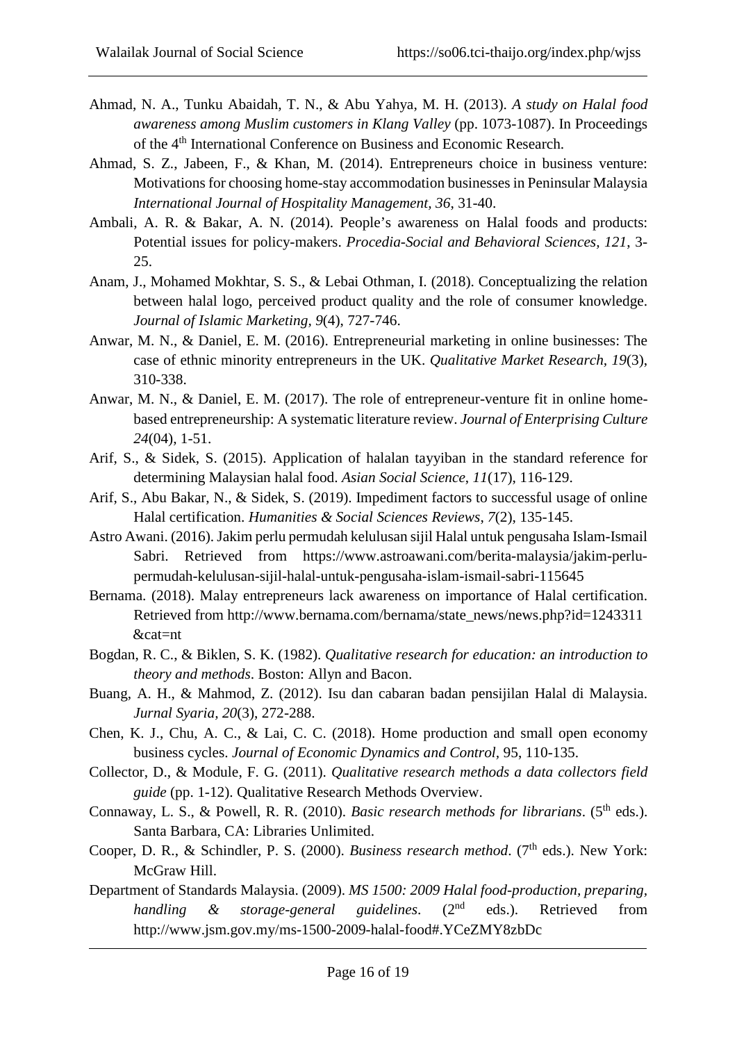Ahmad, N. A., Tunku Abaidah, T. N., & Abu Yahya, M. H. (2013). *A study on Halal food awareness among Muslim customers in Klang Valley* (pp. 1073-1087). In Proceedings of the 4th International Conference on Business and Economic Research.

Ahmad, S. Z., Jabeen, F., & Khan, M. (2014). Entrepreneurs choice in business venture: Motivations for choosing home-stay accommodation businesses in Peninsular Malaysia *International Journal of Hospitality Management, 36*, 31-40.

Ambali, A. R. & Bakar, A. N. (2014). People's awareness on Halal foods and products: Potential issues for policy-makers. *Procedia-Social and Behavioral Sciences, 121*, 3-25.

Anam, J., Mohamed Mokhtar, S. S., & Lebai Othman, I. (2018). Conceptualizing the relation between halal logo, perceived product quality and the role of consumer knowledge. *Journal of Islamic Marketing, 9*(4), 727-746.

Anwar, M. N., & Daniel, E. M. (2016). Entrepreneurial marketing in online businesses: The case of ethnic minority entrepreneurs in the UK. *Qualitative Market Research, 19*(3), 310-338.

Anwar, M. N., & Daniel, E. M. (2017). The role of entrepreneur-venture fit in online home-based entrepreneurship: A systematic literature review. *Journal of Enterprising Culture 24*(04), 1-51.

Arif, S., & Sidek, S. (2015). Application of halalan tayyiban in the standard reference for determining Malaysian halal food. *Asian Social Science, 11*(17), 116-129.

Arif, S., Abu Bakar, N., & Sidek, S. (2019). Impediment factors to successful usage of online Halal certification. *Humanities & Social Sciences Reviews, 7*(2), 135-145.

Astro Awani. (2016). Jakim perlu permudah kelulusan sijil Halal untuk pengusaha Islam-Ismail Sabri. Retrieved from https://www.astroawani.com/berita-malaysia/jakim-perlu-permudah-kelulusan-sijil-halal-untuk-pengusaha-islam-ismail-sabri-115645

Bernama. (2018). Malay entrepreneurs lack awareness on importance of Halal certification. Retrieved from http://www.bernama.com/bernama/state_news/news.php?id=1243311&cat=nt

Bogdan, R. C., & Biklen, S. K. (1982). *Qualitative research for education: an introduction to theory and methods*. Boston: Allyn and Bacon.

Buang, A. H., & Mahmod, Z. (2012). Isu dan cabaran badan pensijilan Halal di Malaysia. *Jurnal Syaria, 20*(3), 272-288.

Chen, K. J., Chu, A. C., & Lai, C. C. (2018). Home production and small open economy business cycles. *Journal of Economic Dynamics and Control,* 95, 110-135.

Collector, D., & Module, F. G. (2011). *Qualitative research methods a data collectors field guide* (pp. 1-12). Qualitative Research Methods Overview.

Connaway, L. S., & Powell, R. R. (2010). *Basic research methods for librarians*. (5th eds.). Santa Barbara, CA: Libraries Unlimited.

Cooper, D. R., & Schindler, P. S. (2000). *Business research method*. (7th eds.). New York: McGraw Hill.

Department of Standards Malaysia. (2009). *MS 1500: 2009 Halal food-production, preparing, handling & storage-general guidelines*. (2nd eds.). Retrieved from http://www.jsm.gov.my/ms-1500-2009-halal-food#.YCeZMY8zbDc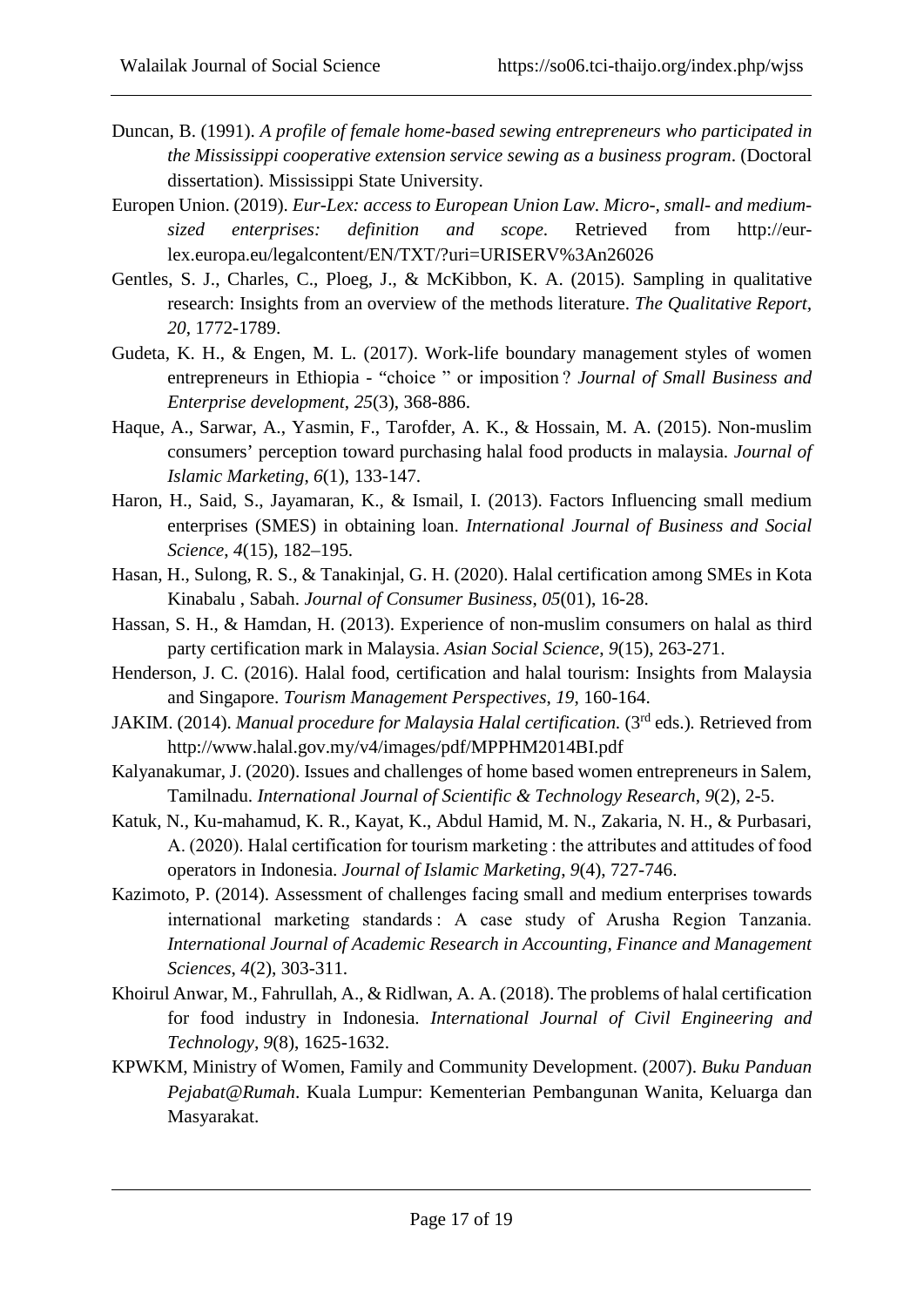Duncan, B. (1991). *A profile of female home-based sewing entrepreneurs who participated in the Mississippi cooperative extension service sewing as a business program*. (Doctoral dissertation). Mississippi State University.

Europen Union. (2019). *Eur-Lex: access to European Union Law. Micro-, small- and medium-sized enterprises: definition and scope*. Retrieved from http://eur-lex.europa.eu/legalcontent/EN/TXT/?uri=URISERV%3An26026

Gentles, S. J., Charles, C., Ploeg, J., & McKibbon, K. A. (2015). Sampling in qualitative research: Insights from an overview of the methods literature. *The Qualitative Report, 20*, 1772-1789.

Gudeta, K. H., & Engen, M. L. (2017). Work-life boundary management styles of women entrepreneurs in Ethiopia - "choice " or imposition ? *Journal of Small Business and Enterprise development*, *25*(3), 368-886.

Haque, A., Sarwar, A., Yasmin, F., Tarofder, A. K., & Hossain, M. A. (2015). Non-muslim consumers' perception toward purchasing halal food products in malaysia. *Journal of Islamic Marketing*, *6*(1), 133-147.

Haron, H., Said, S., Jayamaran, K., & Ismail, I. (2013). Factors Influencing small medium enterprises (SMES) in obtaining loan. *International Journal of Business and Social Science*, *4*(15), 182–195.

Hasan, H., Sulong, R. S., & Tanakinjal, G. H. (2020). Halal certification among SMEs in Kota Kinabalu , Sabah. *Journal of Consumer Business*, *05*(01), 16-28.

Hassan, S. H., & Hamdan, H. (2013). Experience of non-muslim consumers on halal as third party certification mark in Malaysia. *Asian Social Science*, *9*(15), 263-271.

Henderson, J. C. (2016). Halal food, certification and halal tourism: Insights from Malaysia and Singapore. *Tourism Management Perspectives*, *19*, 160-164.

JAKIM. (2014). *Manual procedure for Malaysia Halal certification*. (3rd eds.). Retrieved from http://www.halal.gov.my/v4/images/pdf/MPPHM2014BI.pdf

Kalyanakumar, J. (2020). Issues and challenges of home based women entrepreneurs in Salem, Tamilnadu. *International Journal of Scientific & Technology Research*, *9*(2), 2-5.

Katuk, N., Ku-mahamud, K. R., Kayat, K., Abdul Hamid, M. N., Zakaria, N. H., & Purbasari, A. (2020). Halal certification for tourism marketing : the attributes and attitudes of food operators in Indonesia. *Journal of Islamic Marketing*, *9*(4), 727-746.

Kazimoto, P. (2014). Assessment of challenges facing small and medium enterprises towards international marketing standards : A case study of Arusha Region Tanzania. *International Journal of Academic Research in Accounting, Finance and Management Sciences*, *4*(2), 303-311.

Khoirul Anwar, M., Fahrullah, A., & Ridlwan, A. A. (2018). The problems of halal certification for food industry in Indonesia. *International Journal of Civil Engineering and Technology*, *9*(8), 1625-1632.

KPWKM, Ministry of Women, Family and Community Development. (2007). *Buku Panduan Pejabat@Rumah*. Kuala Lumpur: Kementerian Pembangunan Wanita, Keluarga dan Masyarakat.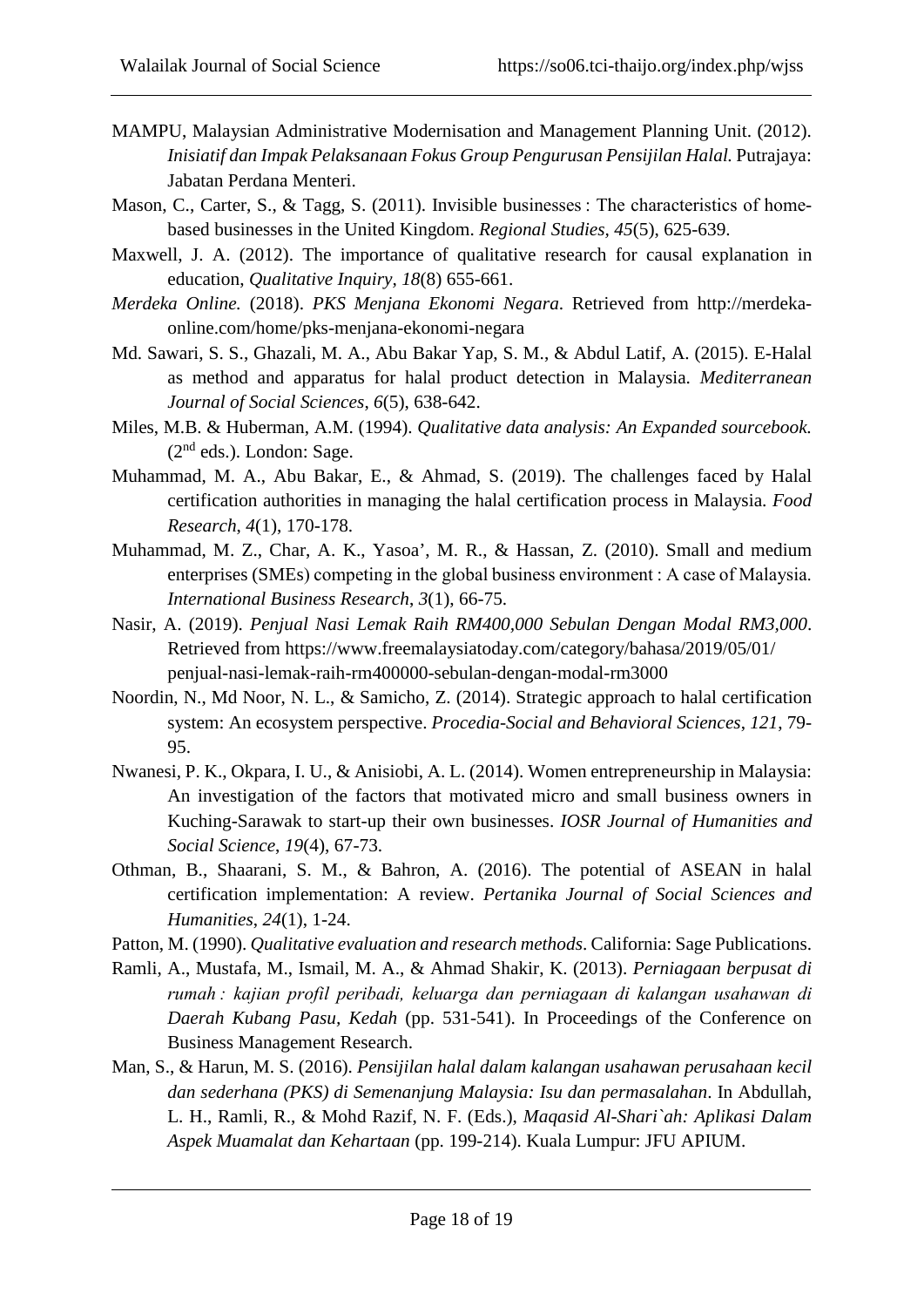MAMPU, Malaysian Administrative Modernisation and Management Planning Unit. (2012). *Inisiatif dan Impak Pelaksanaan Fokus Group Pengurusan Pensijilan Halal.* Putrajaya: Jabatan Perdana Menteri.

Mason, C., Carter, S., & Tagg, S. (2011). Invisible businesses : The characteristics of home-based businesses in the United Kingdom. *Regional Studies*, *45*(5), 625-639.

Maxwell, J. A. (2012). The importance of qualitative research for causal explanation in education, *Qualitative Inquiry, 18*(8) 655-661.

*Merdeka Online.* (2018). *PKS Menjana Ekonomi Negara*. Retrieved from http://merdeka-online.com/home/pks-menjana-ekonomi-negara

Md. Sawari, S. S., Ghazali, M. A., Abu Bakar Yap, S. M., & Abdul Latif, A. (2015). E-Halal as method and apparatus for halal product detection in Malaysia. *Mediterranean Journal of Social Sciences*, *6*(5), 638-642.

Miles, M.B. & Huberman, A.M. (1994). *Qualitative data analysis: An Expanded sourcebook.* (2nd eds.). London: Sage.

Muhammad, M. A., Abu Bakar, E., & Ahmad, S. (2019). The challenges faced by Halal certification authorities in managing the halal certification process in Malaysia. *Food Research*, *4*(1), 170-178.

Muhammad, M. Z., Char, A. K., Yasoa', M. R., & Hassan, Z. (2010). Small and medium enterprises (SMEs) competing in the global business environment : A case of Malaysia. *International Business Research*, *3*(1), 66-75.

Nasir, A. (2019). *Penjual Nasi Lemak Raih RM400,000 Sebulan Dengan Modal RM3,000*. Retrieved from https://www.freemalaysiatoday.com/category/bahasa/2019/05/01/penjual-nasi-lemak-raih-rm400000-sebulan-dengan-modal-rm3000

Noordin, N., Md Noor, N. L., & Samicho, Z. (2014). Strategic approach to halal certification system: An ecosystem perspective. *Procedia-Social and Behavioral Sciences*, *121*, 79-95.

Nwanesi, P. K., Okpara, I. U., & Anisiobi, A. L. (2014). Women entrepreneurship in Malaysia: An investigation of the factors that motivated micro and small business owners in Kuching-Sarawak to start-up their own businesses. *IOSR Journal of Humanities and Social Science*, *19*(4), 67-73.

Othman, B., Shaarani, S. M., & Bahron, A. (2016). The potential of ASEAN in halal certification implementation: A review. *Pertanika Journal of Social Sciences and Humanities*, *24*(1), 1-24.

Patton, M. (1990). *Qualitative evaluation and research methods*. California: Sage Publications.

Ramli, A., Mustafa, M., Ismail, M. A., & Ahmad Shakir, K. (2013). *Perniagaan berpusat di rumah : kajian profil peribadi, keluarga dan perniagaan di kalangan usahawan di Daerah Kubang Pasu, Kedah* (pp. 531-541). In Proceedings of the Conference on Business Management Research.

Man, S., & Harun, M. S. (2016). *Pensijilan halal dalam kalangan usahawan perusahaan kecil dan sederhana (PKS) di Semenanjung Malaysia: Isu dan permasalahan*. In Abdullah, L. H., Ramli, R., & Mohd Razif, N. F. (Eds.), *Maqasid Al-Shari`ah: Aplikasi Dalam Aspek Muamalat dan Kehartaan* (pp. 199-214). Kuala Lumpur: JFU APIUM.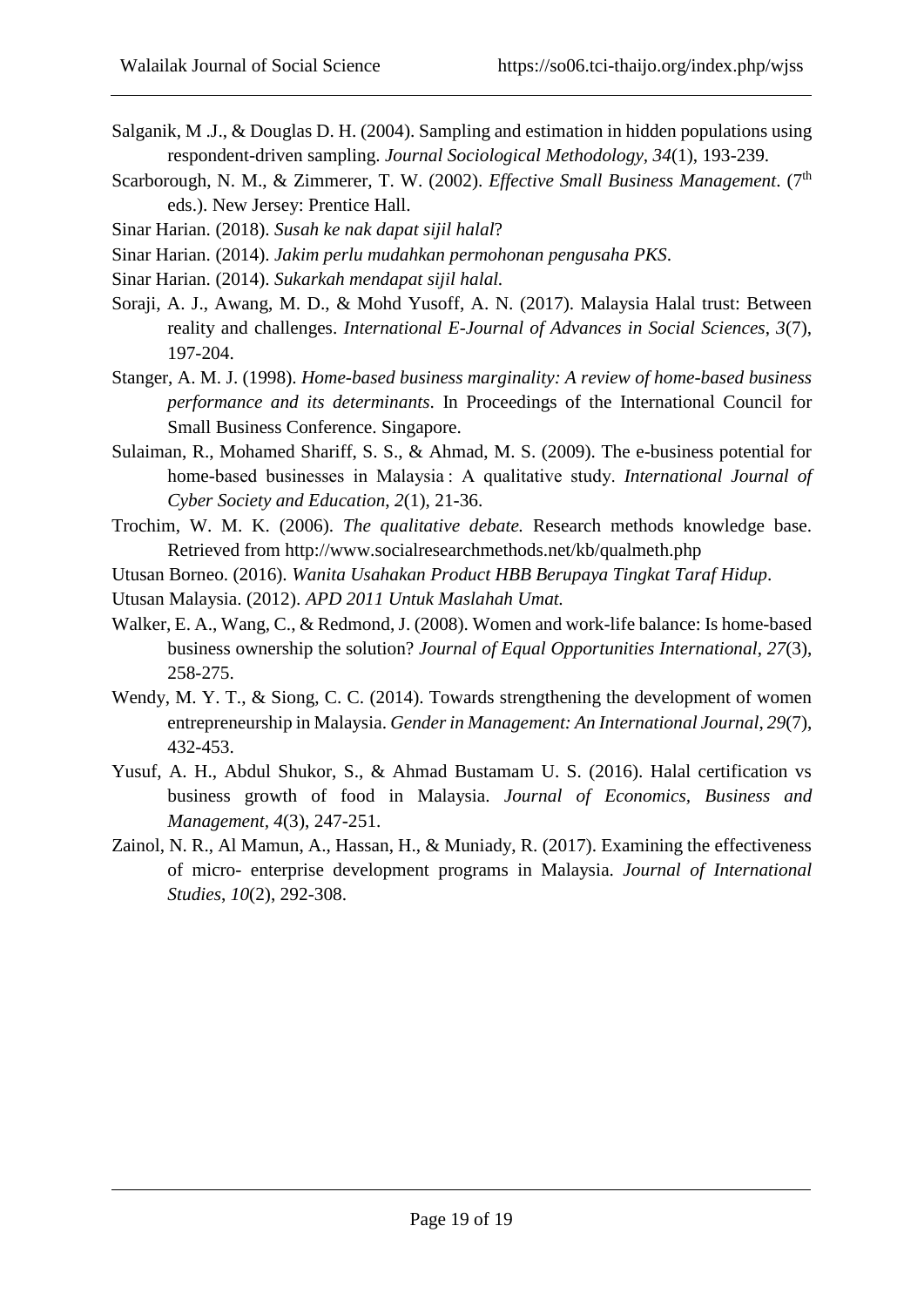Salganik, M .J., & Douglas D. H. (2004). Sampling and estimation in hidden populations using respondent-driven sampling. *Journal Sociological Methodology*, *34*(1), 193-239.

Scarborough, N. M., & Zimmerer, T. W. (2002). *Effective Small Business Management*. (7th eds.). New Jersey: Prentice Hall.

Sinar Harian. (2018). *Susah ke nak dapat sijil halal*?

Sinar Harian. (2014). *Jakim perlu mudahkan permohonan pengusaha PKS*.

Sinar Harian. (2014). *Sukarkah mendapat sijil halal.*

Soraji, A. J., Awang, M. D., & Mohd Yusoff, A. N. (2017). Malaysia Halal trust: Between reality and challenges. *International E-Journal of Advances in Social Sciences*, *3*(7), 197-204.

Stanger, A. M. J. (1998). *Home-based business marginality: A review of home-based business performance and its determinants*. In Proceedings of the International Council for Small Business Conference. Singapore.

Sulaiman, R., Mohamed Shariff, S. S., & Ahmad, M. S. (2009). The e-business potential for home-based businesses in Malaysia : A qualitative study. *International Journal of Cyber Society and Education*, *2*(1), 21-36.

Trochim, W. M. K. (2006). *The qualitative debate.* Research methods knowledge base. Retrieved from http://www.socialresearchmethods.net/kb/qualmeth.php

Utusan Borneo. (2016). *Wanita Usahakan Product HBB Berupaya Tingkat Taraf Hidup*.

Utusan Malaysia. (2012). *APD 2011 Untuk Maslahah Umat.*

Walker, E. A., Wang, C., & Redmond, J. (2008). Women and work-life balance: Is home-based business ownership the solution? *Journal of Equal Opportunities International*, *27*(3), 258-275.

Wendy, M. Y. T., & Siong, C. C. (2014). Towards strengthening the development of women entrepreneurship in Malaysia. *Gender in Management: An International Journal*, *29*(7), 432-453.

Yusuf, A. H., Abdul Shukor, S., & Ahmad Bustamam U. S. (2016). Halal certification vs business growth of food in Malaysia. *Journal of Economics*, *Business and Management*, *4*(3), 247-251.

Zainol, N. R., Al Mamun, A., Hassan, H., & Muniady, R. (2017). Examining the effectiveness of micro- enterprise development programs in Malaysia. *Journal of International Studies*, *10*(2), 292-308.